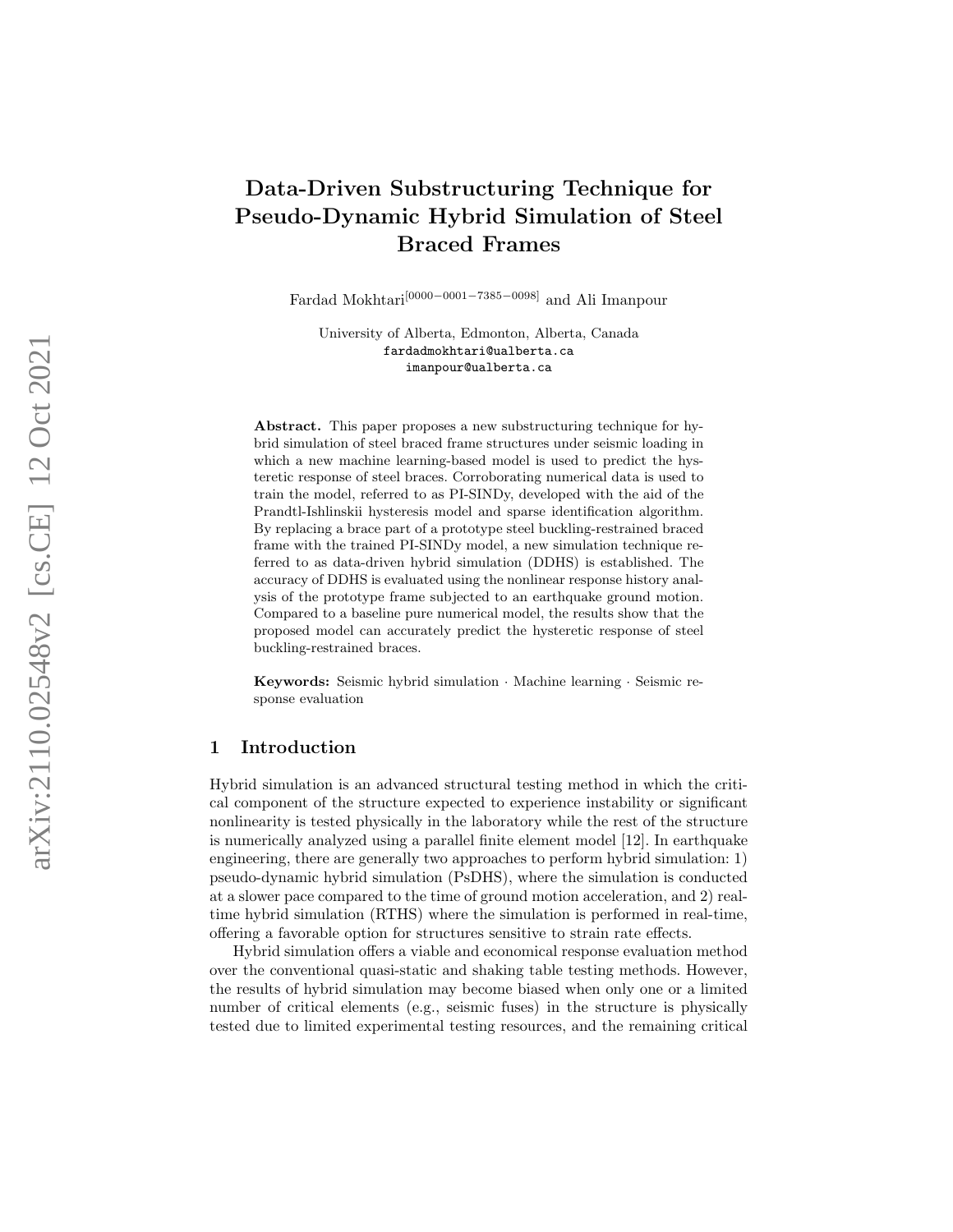# Data-Driven Substructuring Technique for Pseudo-Dynamic Hybrid Simulation of Steel Braced Frames

Fardad Mokhtari[0000−0001−7385−0098] and Ali Imanpour

University of Alberta, Edmonton, Alberta, Canada
fardadmokhtari@ualberta.ca
imanpour@ualberta.ca

**Abstract.** This paper proposes a new substructuring technique for hybrid simulation of steel braced frame structures under seismic loading in which a new machine learning-based model is used to predict the hysteretic response of steel braces. Corroborating numerical data is used to train the model, referred to as PI-SINDy, developed with the aid of the Prandtl-Ishlinskii hysteresis model and sparse identification algorithm. By replacing a brace part of a prototype steel buckling-restrained braced frame with the trained PI-SINDy model, a new simulation technique referred to as data-driven hybrid simulation (DDHS) is established. The accuracy of DDHS is evaluated using the nonlinear response history analysis of the prototype frame subjected to an earthquake ground motion. Compared to a baseline pure numerical model, the results show that the proposed model can accurately predict the hysteretic response of steel buckling-restrained braces.

**Keywords:** Seismic hybrid simulation · Machine learning · Seismic response evaluation

## 1 Introduction

Hybrid simulation is an advanced structural testing method in which the critical component of the structure expected to experience instability or significant nonlinearity is tested physically in the laboratory while the rest of the structure is numerically analyzed using a parallel finite element model [12]. In earthquake engineering, there are generally two approaches to perform hybrid simulation: 1) pseudo-dynamic hybrid simulation (PsDHS), where the simulation is conducted at a slower pace compared to the time of ground motion acceleration, and 2) real-time hybrid simulation (RTHS) where the simulation is performed in real-time, offering a favorable option for structures sensitive to strain rate effects.

Hybrid simulation offers a viable and economical response evaluation method over the conventional quasi-static and shaking table testing methods. However, the results of hybrid simulation may become biased when only one or a limited number of critical elements (e.g., seismic fuses) in the structure is physically tested due to limited experimental testing resources, and the remaining critical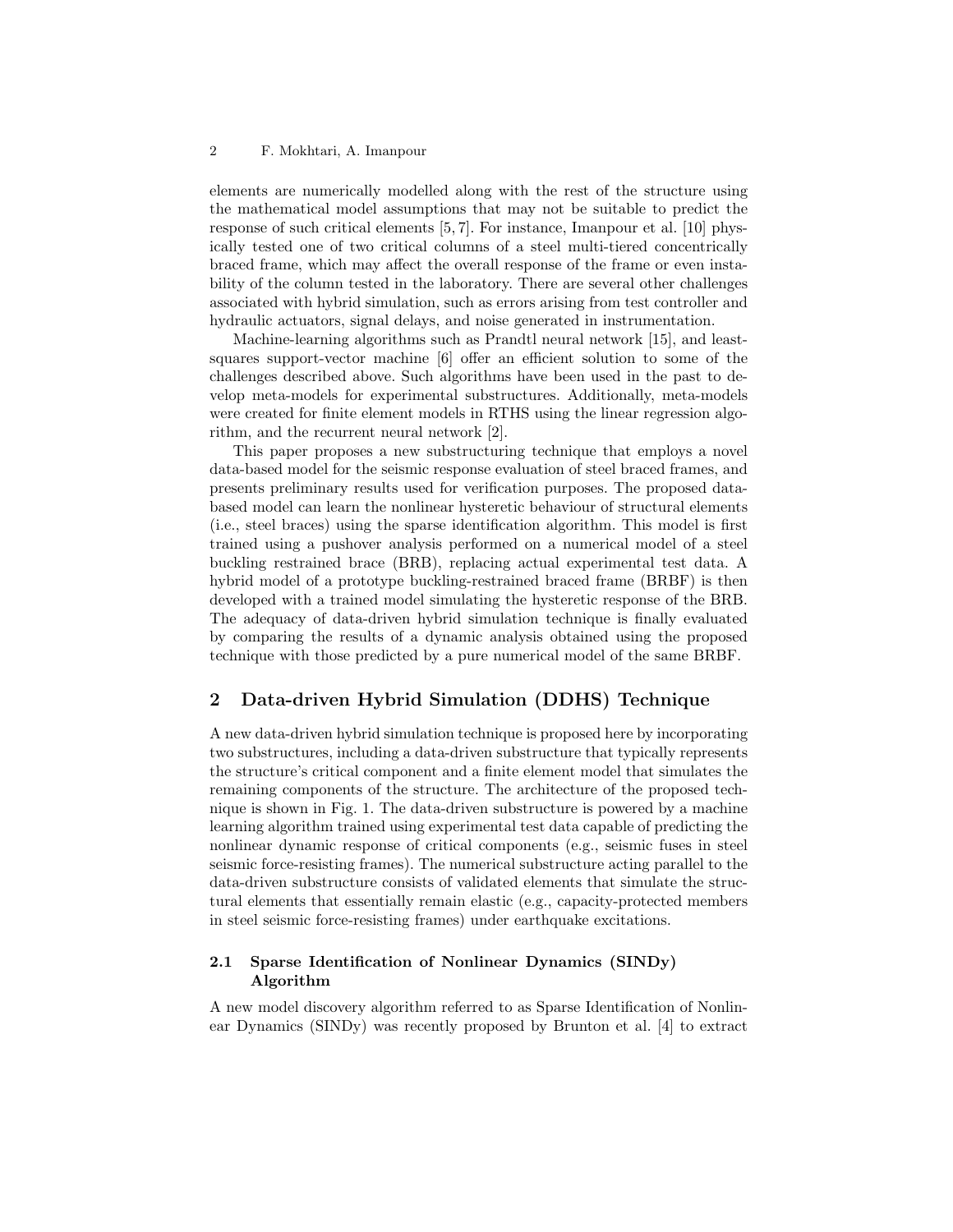elements are numerically modelled along with the rest of the structure using the mathematical model assumptions that may not be suitable to predict the response of such critical elements [5, 7]. For instance, Imanpour et al. [10] physically tested one of two critical columns of a steel multi-tiered concentrically braced frame, which may affect the overall response of the frame or even instability of the column tested in the laboratory. There are several other challenges associated with hybrid simulation, such as errors arising from test controller and hydraulic actuators, signal delays, and noise generated in instrumentation.

Machine-learning algorithms such as Prandtl neural network [15], and least-squares support-vector machine [6] offer an efficient solution to some of the challenges described above. Such algorithms have been used in the past to develop meta-models for experimental substructures. Additionally, meta-models were created for finite element models in RTHS using the linear regression algorithm, and the recurrent neural network [2].

This paper proposes a new substructuring technique that employs a novel data-based model for the seismic response evaluation of steel braced frames, and presents preliminary results used for verification purposes. The proposed data-based model can learn the nonlinear hysteretic behaviour of structural elements (i.e., steel braces) using the sparse identification algorithm. This model is first trained using a pushover analysis performed on a numerical model of a steel buckling restrained brace (BRB), replacing actual experimental test data. A hybrid model of a prototype buckling-restrained braced frame (BRBF) is then developed with a trained model simulating the hysteretic response of the BRB. The adequacy of data-driven hybrid simulation technique is finally evaluated by comparing the results of a dynamic analysis obtained using the proposed technique with those predicted by a pure numerical model of the same BRBF.

## 2 Data-driven Hybrid Simulation (DDHS) Technique

A new data-driven hybrid simulation technique is proposed here by incorporating two substructures, including a data-driven substructure that typically represents the structure's critical component and a finite element model that simulates the remaining components of the structure. The architecture of the proposed technique is shown in Fig. 1. The data-driven substructure is powered by a machine learning algorithm trained using experimental test data capable of predicting the nonlinear dynamic response of critical components (e.g., seismic fuses in steel seismic force-resisting frames). The numerical substructure acting parallel to the data-driven substructure consists of validated elements that simulate the structural elements that essentially remain elastic (e.g., capacity-protected members in steel seismic force-resisting frames) under earthquake excitations.

### 2.1 Sparse Identification of Nonlinear Dynamics (SINDy) Algorithm

A new model discovery algorithm referred to as Sparse Identification of Nonlinear Dynamics (SINDy) was recently proposed by Brunton et al. [4] to extract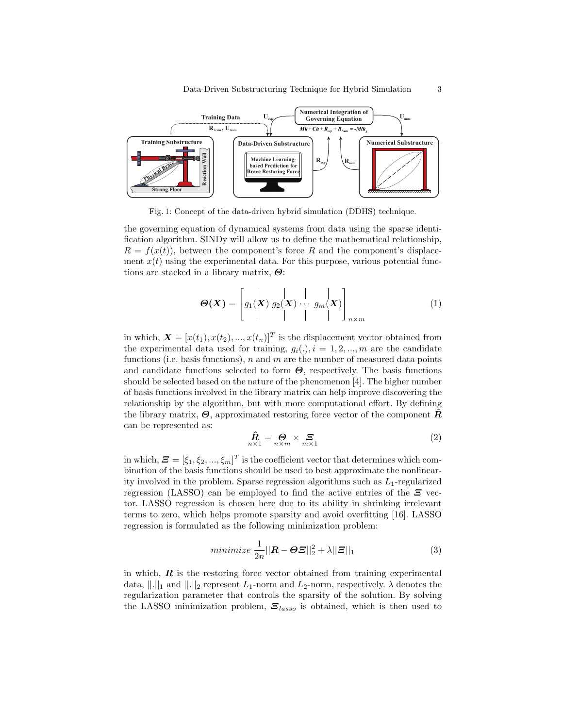Fig. 1: Concept of the data-driven hybrid simulation (DDHS) technique.

the governing equation of dynamical systems from data using the sparse identification algorithm. SINDy will allow us to define the mathematical relationship, $R = f(x(t))$, between the component's force $R$ and the component's displacement $x(t)$ using the experimental data. For this purpose, various potential functions are stacked in a library matrix, $\boldsymbol{\Theta}$:

$$\boldsymbol{\Theta}(\boldsymbol{X}) = \begin{bmatrix} | & | & & | \\ g_1(\boldsymbol{X}) & g_2(\boldsymbol{X}) & \cdots & g_m(\boldsymbol{X}) \\ | & | & & | \end{bmatrix}_{n \times m} \tag{1}$$

in which, $\boldsymbol{X} = [x(t_1), x(t_2), ..., x(t_n)]^T$ is the displacement vector obtained from the experimental data used for training, $g_i(.), i = 1, 2, ..., m$ are the candidate functions (i.e. basis functions), $n$ and $m$ are the number of measured data points and candidate functions selected to form $\boldsymbol{\Theta}$, respectively. The basis functions should be selected based on the nature of the phenomenon [4]. The higher number of basis functions involved in the library matrix can help improve discovering the relationship by the algorithm, but with more computational effort. By defining the library matrix, $\boldsymbol{\Theta}$, approximated restoring force vector of the component $\hat{\boldsymbol{R}}$ can be represented as:

$$\underset{n \times 1}{\hat{\boldsymbol{R}}} = \underset{n \times m}{\boldsymbol{\Theta}} \times \underset{m \times 1}{\boldsymbol{\Xi}} \tag{2}$$

in which, $\boldsymbol{\Xi} = [\xi_1, \xi_2, ..., \xi_m]^T$ is the coefficient vector that determines which combination of the basis functions should be used to best approximate the nonlinearity involved in the problem. Sparse regression algorithms such as $L_1$-regularized regression (LASSO) can be employed to find the active entries of the $\boldsymbol{\Xi}$ vector. LASSO regression is chosen here due to its ability in shrinking irrelevant terms to zero, which helps promote sparsity and avoid overfitting [16]. LASSO regression is formulated as the following minimization problem:

$$minimize \ \frac{1}{2n} ||\boldsymbol{R} - \boldsymbol{\Theta}\boldsymbol{\Xi}||_2^2 + \lambda ||\boldsymbol{\Xi}||_1 \tag{3}$$

in which, $\boldsymbol{R}$ is the restoring force vector obtained from training experimental data, $||.||_1$ and $||.||_2$ represent $L_1$-norm and $L_2$-norm, respectively. $\lambda$ denotes the regularization parameter that controls the sparsity of the solution. By solving the LASSO minimization problem, $\boldsymbol{\Xi}_{lasso}$ is obtained, which is then used to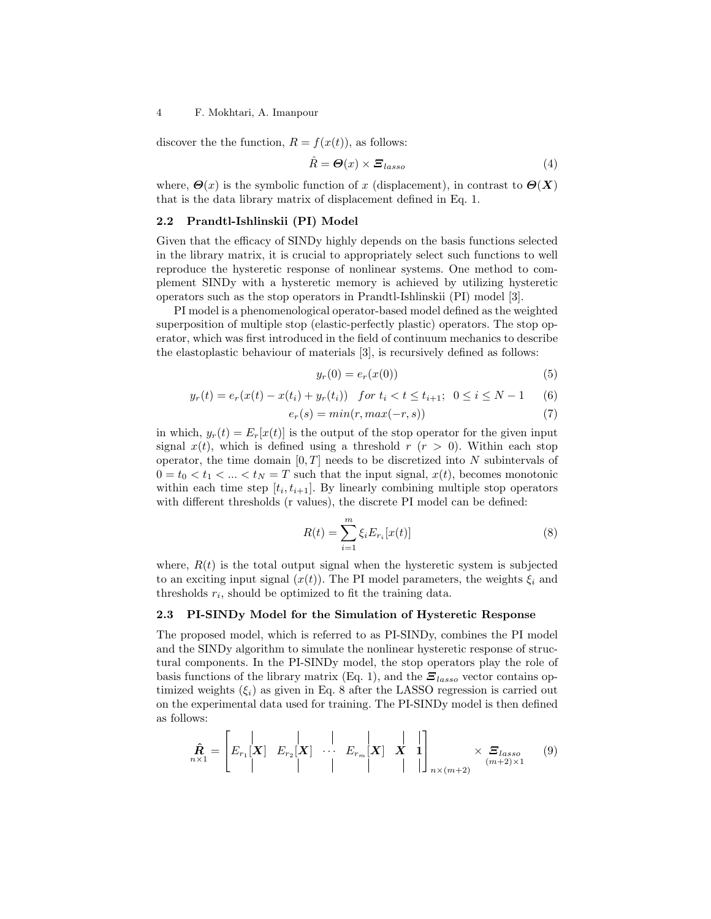discover the the function, $R = f(x(t))$, as follows:

$$\hat{R} = \boldsymbol{\Theta}(x) \times \boldsymbol{\Xi}_{lasso} \tag{4}$$

where, $\boldsymbol{\Theta}(x)$ is the symbolic function of $x$ (displacement), in contrast to $\boldsymbol{\Theta}(\boldsymbol{X})$ that is the data library matrix of displacement defined in Eq. 1.

### 2.2 Prandtl-Ishlinskii (PI) Model

Given that the efficacy of SINDy highly depends on the basis functions selected in the library matrix, it is crucial to appropriately select such functions to well reproduce the hysteretic response of nonlinear systems. One method to complement SINDy with a hysteretic memory is achieved by utilizing hysteretic operators such as the stop operators in Prandtl-Ishlinskii (PI) model [3].

PI model is a phenomenological operator-based model defined as the weighted superposition of multiple stop (elastic-perfectly plastic) operators. The stop operator, which was first introduced in the field of continuum mechanics to describe the elastoplastic behaviour of materials [3], is recursively defined as follows:

$$y_r(0) = e_r(x(0)) \tag{5}$$

$$y_r(t) = e_r(x(t) - x(t_i) + y_r(t_i)) \quad for\ t_i < t \leq t_{i+1};\ \ 0 \leq i \leq N-1 \tag{6}$$

$$e_r(s) = min(r, max(-r, s)) \tag{7}$$

in which, $y_r(t) = E_r[x(t)]$ is the output of the stop operator for the given input signal $x(t)$, which is defined using a threshold $r$ ($r > 0$). Within each stop operator, the time domain $[0, T]$ needs to be discretized into $N$ subintervals of $0 = t_0 < t_1 < ... < t_N = T$ such that the input signal, $x(t)$, becomes monotonic within each time step $[t_i, t_{i+1}]$. By linearly combining multiple stop operators with different thresholds (r values), the discrete PI model can be defined:

$$R(t) = \sum_{i=1}^{m} \xi_i E_{r_i}[x(t)] \tag{8}$$

where, $R(t)$ is the total output signal when the hysteretic system is subjected to an exciting input signal ($x(t)$). The PI model parameters, the weights $\xi_i$ and thresholds $r_i$, should be optimized to fit the training data.

### 2.3 PI-SINDy Model for the Simulation of Hysteretic Response

The proposed model, which is referred to as PI-SINDy, combines the PI model and the SINDy algorithm to simulate the nonlinear hysteretic response of structural components. In the PI-SINDy model, the stop operators play the role of basis functions of the library matrix (Eq. 1), and the $\boldsymbol{\Xi}_{lasso}$ vector contains optimized weights ($\xi_i$) as given in Eq. 8 after the LASSO regression is carried out on the experimental data used for training. The PI-SINDy model is then defined as follows:

$$\underset{n\times 1}{\hat{\boldsymbol{R}}} = \begin{bmatrix} | & | & & | & | & | \\ E_{r_1}[\boldsymbol{X}] & E_{r_2}[\boldsymbol{X}] & \cdots & E_{r_m}[\boldsymbol{X}] & \boldsymbol{X} & \boldsymbol{1} \\ | & | & & | & | & | \end{bmatrix}_{n\times(m+2)} \times \underset{(m+2)\times 1}{\boldsymbol{\Xi}_{lasso}} \tag{9}$$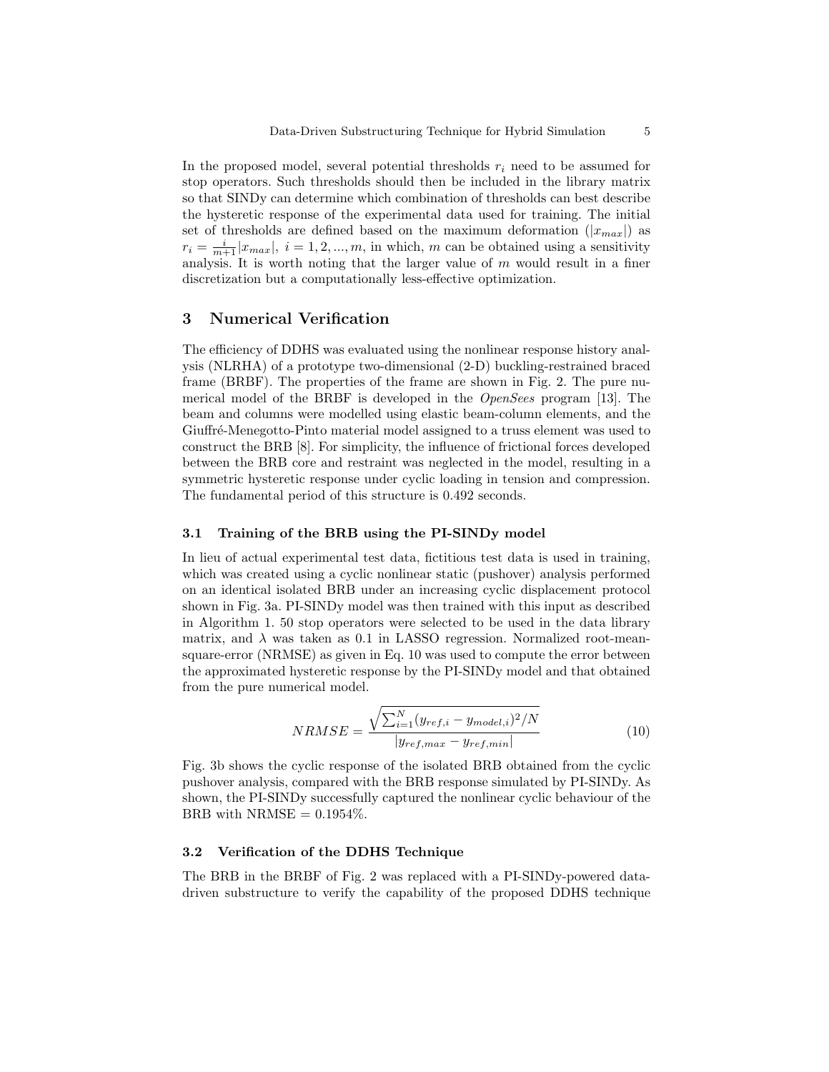In the proposed model, several potential thresholds $r_i$ need to be assumed for stop operators. Such thresholds should then be included in the library matrix so that SINDy can determine which combination of thresholds can best describe the hysteretic response of the experimental data used for training. The initial set of thresholds are defined based on the maximum deformation ($|x_{max}|$) as $r_i = \frac{i}{m+1}|x_{max}|,\ i = 1, 2, ..., m$, in which, $m$ can be obtained using a sensitivity analysis. It is worth noting that the larger value of $m$ would result in a finer discretization but a computationally less-effective optimization.

## 3 Numerical Verification

The efficiency of DDHS was evaluated using the nonlinear response history analysis (NLRHA) of a prototype two-dimensional (2-D) buckling-restrained braced frame (BRBF). The properties of the frame are shown in Fig. 2. The pure numerical model of the BRBF is developed in the *OpenSees* program [13]. The beam and columns were modelled using elastic beam-column elements, and the Giuffré-Menegotto-Pinto material model assigned to a truss element was used to construct the BRB [8]. For simplicity, the influence of frictional forces developed between the BRB core and restraint was neglected in the model, resulting in a symmetric hysteretic response under cyclic loading in tension and compression. The fundamental period of this structure is 0.492 seconds.

### 3.1 Training of the BRB using the PI-SINDy model

In lieu of actual experimental test data, fictitious test data is used in training, which was created using a cyclic nonlinear static (pushover) analysis performed on an identical isolated BRB under an increasing cyclic displacement protocol shown in Fig. 3a. PI-SINDy model was then trained with this input as described in Algorithm 1. 50 stop operators were selected to be used in the data library matrix, and $\lambda$ was taken as 0.1 in LASSO regression. Normalized root-mean-square-error (NRMSE) as given in Eq. 10 was used to compute the error between the approximated hysteretic response by the PI-SINDy model and that obtained from the pure numerical model.

$$NRMSE = \frac{\sqrt{\sum_{i=1}^{N}(y_{ref,i} - y_{model,i})^2/N}}{|y_{ref,max} - y_{ref,min}|} \tag{10}$$

Fig. 3b shows the cyclic response of the isolated BRB obtained from the cyclic pushover analysis, compared with the BRB response simulated by PI-SINDy. As shown, the PI-SINDy successfully captured the nonlinear cyclic behaviour of the BRB with NRMSE = 0.1954%.

### 3.2 Verification of the DDHS Technique

The BRB in the BRBF of Fig. 2 was replaced with a PI-SINDy-powered data-driven substructure to verify the capability of the proposed DDHS technique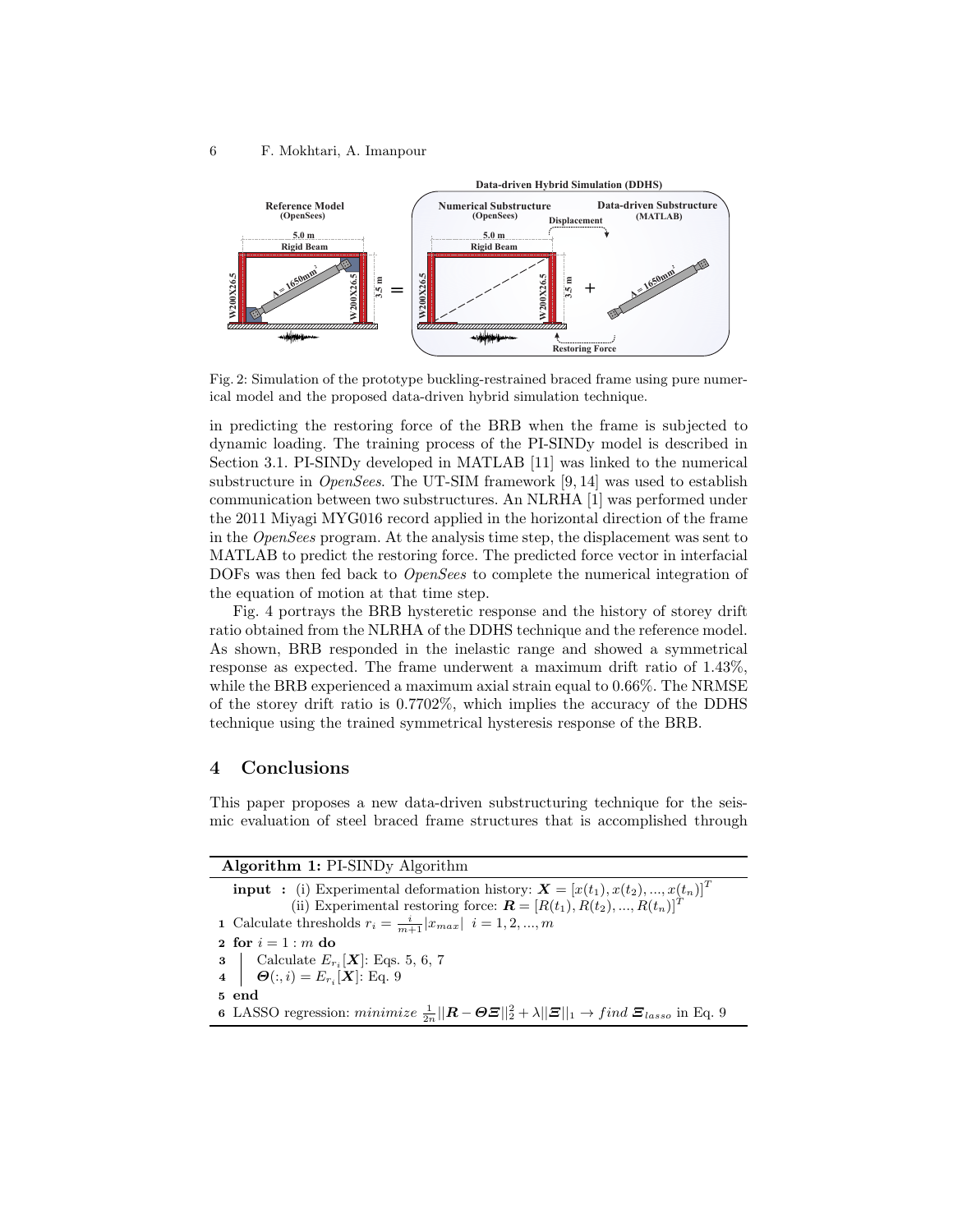Fig. 2: Simulation of the prototype buckling-restrained braced frame using pure numerical model and the proposed data-driven hybrid simulation technique.

in predicting the restoring force of the BRB when the frame is subjected to dynamic loading. The training process of the PI-SINDy model is described in Section 3.1. PI-SINDy developed in MATLAB [11] was linked to the numerical substructure in *OpenSees*. The UT-SIM framework [9, 14] was used to establish communication between two substructures. An NLRHA [1] was performed under the 2011 Miyagi MYG016 record applied in the horizontal direction of the frame in the *OpenSees* program. At the analysis time step, the displacement was sent to MATLAB to predict the restoring force. The predicted force vector in interfacial DOFs was then fed back to *OpenSees* to complete the numerical integration of the equation of motion at that time step.

Fig. 4 portrays the BRB hysteretic response and the history of storey drift ratio obtained from the NLRHA of the DDHS technique and the reference model. As shown, BRB responded in the inelastic range and showed a symmetrical response as expected. The frame underwent a maximum drift ratio of 1.43%, while the BRB experienced a maximum axial strain equal to 0.66%. The NRMSE of the storey drift ratio is 0.7702%, which implies the accuracy of the DDHS technique using the trained symmetrical hysteresis response of the BRB.

## 4 Conclusions

This paper proposes a new data-driven substructuring technique for the seismic evaluation of steel braced frame structures that is accomplished through

**Algorithm 1:** PI-SINDy Algorithm

**input :** (i) Experimental deformation history: $\boldsymbol{X} = [x(t_1), x(t_2), ..., x(t_n)]^T$
(ii) Experimental restoring force: $\boldsymbol{R} = [R(t_1), R(t_2), ..., R(t_n)]^T$

1 Calculate thresholds $r_i = \frac{i}{m+1}|x_{max}|\ \ i = 1, 2, ..., m$
2 **for** $i = 1 : m$ **do**
3 &nbsp;&nbsp;&nbsp;&nbsp;Calculate $E_{r_i}[\boldsymbol{X}]$: Eqs. 5, 6, 7
4 &nbsp;&nbsp;&nbsp;&nbsp;$\boldsymbol{\Theta}(:, i) = E_{r_i}[\boldsymbol{X}]$: Eq. 9
5 **end**
6 LASSO regression: $minimize\ \frac{1}{2n}||\boldsymbol{R} - \boldsymbol{\Theta\Xi}||_2^2 + \lambda||\boldsymbol{\Xi}||_1 \rightarrow find\ \boldsymbol{\Xi}_{lasso}$ in Eq. 9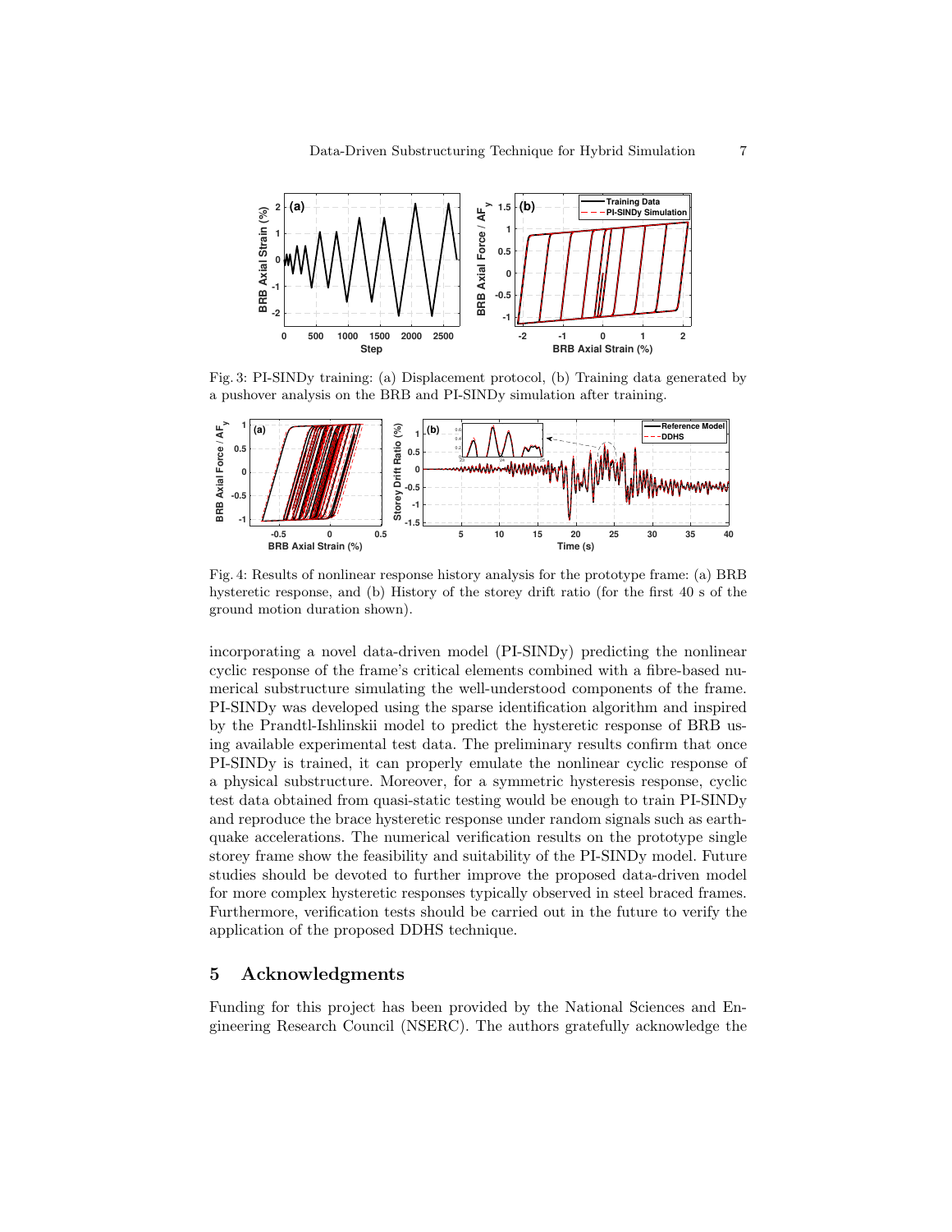Fig. 3: PI-SINDy training: (a) Displacement protocol, (b) Training data generated by a pushover analysis on the BRB and PI-SINDy simulation after training.

Fig. 4: Results of nonlinear response history analysis for the prototype frame: (a) BRB hysteretic response, and (b) History of the storey drift ratio (for the first 40 s of the ground motion duration shown).

incorporating a novel data-driven model (PI-SINDy) predicting the nonlinear cyclic response of the frame's critical elements combined with a fibre-based numerical substructure simulating the well-understood components of the frame. PI-SINDy was developed using the sparse identification algorithm and inspired by the Prandtl-Ishlinskii model to predict the hysteretic response of BRB using available experimental test data. The preliminary results confirm that once PI-SINDy is trained, it can properly emulate the nonlinear cyclic response of a physical substructure. Moreover, for a symmetric hysteresis response, cyclic test data obtained from quasi-static testing would be enough to train PI-SINDy and reproduce the brace hysteretic response under random signals such as earthquake accelerations. The numerical verification results on the prototype single storey frame show the feasibility and suitability of the PI-SINDy model. Future studies should be devoted to further improve the proposed data-driven model for more complex hysteretic responses typically observed in steel braced frames. Furthermore, verification tests should be carried out in the future to verify the application of the proposed DDHS technique.

## 5 Acknowledgments

Funding for this project has been provided by the National Sciences and Engineering Research Council (NSERC). The authors gratefully acknowledge the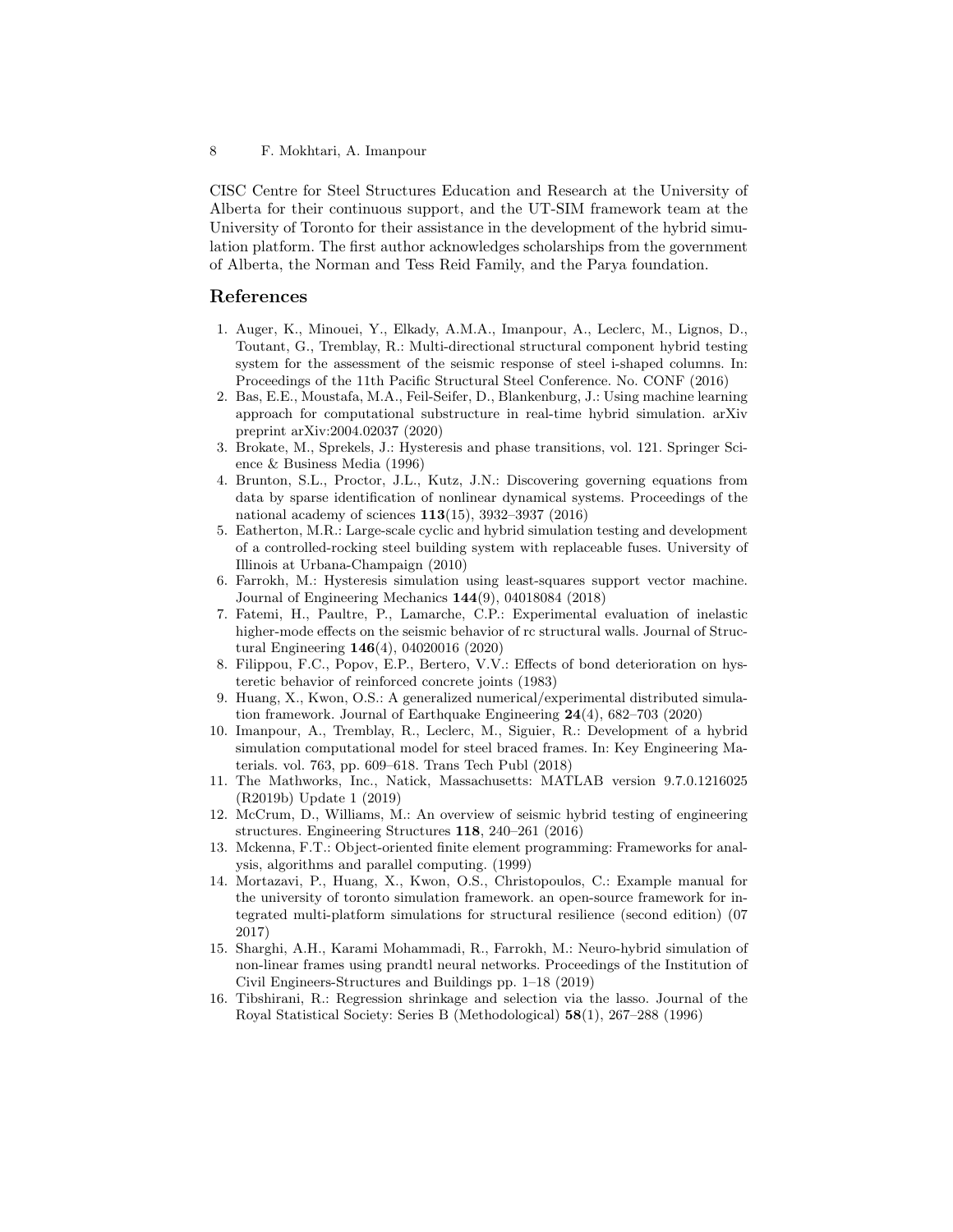CISC Centre for Steel Structures Education and Research at the University of Alberta for their continuous support, and the UT-SIM framework team at the University of Toronto for their assistance in the development of the hybrid simulation platform. The first author acknowledges scholarships from the government of Alberta, the Norman and Tess Reid Family, and the Parya foundation.

## References

1. Auger, K., Minouei, Y., Elkady, A.M.A., Imanpour, A., Leclerc, M., Lignos, D., Toutant, G., Tremblay, R.: Multi-directional structural component hybrid testing system for the assessment of the seismic response of steel i-shaped columns. In: Proceedings of the 11th Pacific Structural Steel Conference. No. CONF (2016)
2. Bas, E.E., Moustafa, M.A., Feil-Seifer, D., Blankenburg, J.: Using machine learning approach for computational substructure in real-time hybrid simulation. arXiv preprint arXiv:2004.02037 (2020)
3. Brokate, M., Sprekels, J.: Hysteresis and phase transitions, vol. 121. Springer Science & Business Media (1996)
4. Brunton, S.L., Proctor, J.L., Kutz, J.N.: Discovering governing equations from data by sparse identification of nonlinear dynamical systems. Proceedings of the national academy of sciences **113**(15), 3932–3937 (2016)
5. Eatherton, M.R.: Large-scale cyclic and hybrid simulation testing and development of a controlled-rocking steel building system with replaceable fuses. University of Illinois at Urbana-Champaign (2010)
6. Farrokh, M.: Hysteresis simulation using least-squares support vector machine. Journal of Engineering Mechanics **144**(9), 04018084 (2018)
7. Fatemi, H., Paultre, P., Lamarche, C.P.: Experimental evaluation of inelastic higher-mode effects on the seismic behavior of rc structural walls. Journal of Structural Engineering **146**(4), 04020016 (2020)
8. Filippou, F.C., Popov, E.P., Bertero, V.V.: Effects of bond deterioration on hysteretic behavior of reinforced concrete joints (1983)
9. Huang, X., Kwon, O.S.: A generalized numerical/experimental distributed simulation framework. Journal of Earthquake Engineering **24**(4), 682–703 (2020)
10. Imanpour, A., Tremblay, R., Leclerc, M., Siguier, R.: Development of a hybrid simulation computational model for steel braced frames. In: Key Engineering Materials. vol. 763, pp. 609–618. Trans Tech Publ (2018)
11. The Mathworks, Inc., Natick, Massachusetts: MATLAB version 9.7.0.1216025 (R2019b) Update 1 (2019)
12. McCrum, D., Williams, M.: An overview of seismic hybrid testing of engineering structures. Engineering Structures **118**, 240–261 (2016)
13. Mckenna, F.T.: Object-oriented finite element programming: Frameworks for analysis, algorithms and parallel computing. (1999)
14. Mortazavi, P., Huang, X., Kwon, O.S., Christopoulos, C.: Example manual for the university of toronto simulation framework. an open-source framework for integrated multi-platform simulations for structural resilience (second edition) (07 2017)
15. Sharghi, A.H., Karami Mohammadi, R., Farrokh, M.: Neuro-hybrid simulation of non-linear frames using prandtl neural networks. Proceedings of the Institution of Civil Engineers-Structures and Buildings pp. 1–18 (2019)
16. Tibshirani, R.: Regression shrinkage and selection via the lasso. Journal of the Royal Statistical Society: Series B (Methodological) **58**(1), 267–288 (1996)